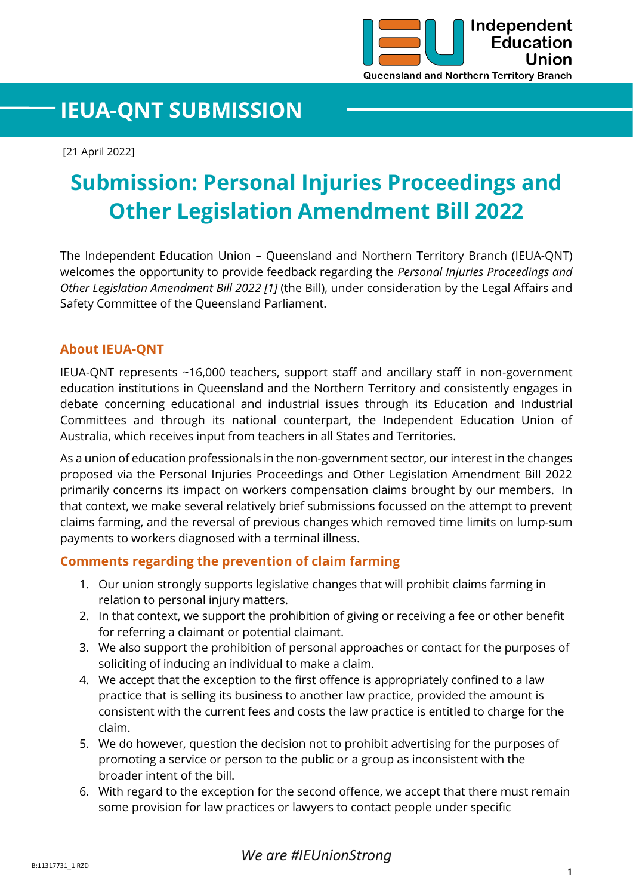Independent Education Union

Queensland and Northern Territory Branch

# IEUA-QNT SUBMISSION

[21 April 2022]

# Submission: Personal Injuries Proceedings and Other Legislation Amendment Bill 2022

The Independent Education Union – Queensland and Northern Territory Branch (IEUA-QNT) welcomes the opportunity to provide feedback regarding the *Personal Injuries Proceedings and Other Legislation Amendment Bill 2022 [1]* (the Bill), under consideration by the Legal Affairs and Safety Committee of the Queensland Parliament.

## About IEUA-QNT

IEUA-QNT represents ~16,000 teachers, support staff and ancillary staff in non-government education institutions in Queensland and the Northern Territory and consistently engages in debate concerning educational and industrial issues through its Education and Industrial Committees and through its national counterpart, the Independent Education Union of Australia, which receives input from teachers in all States and Territories.

As a union of education professionals in the non-government sector, our interest in the changes proposed via the Personal Injuries Proceedings and Other Legislation Amendment Bill 2022 primarily concerns its impact on workers compensation claims brought by our members. In that context, we make several relatively brief submissions focussed on the attempt to prevent claims farming, and the reversal of previous changes which removed time limits on lump-sum payments to workers diagnosed with a terminal illness.

## Comments regarding the prevention of claim farming

1. Our union strongly supports legislative changes that will prohibit claims farming in relation to personal injury matters.
2. In that context, we support the prohibition of giving or receiving a fee or other benefit for referring a claimant or potential claimant.
3. We also support the prohibition of personal approaches or contact for the purposes of soliciting of inducing an individual to make a claim.
4. We accept that the exception to the first offence is appropriately confined to a law practice that is selling its business to another law practice, provided the amount is consistent with the current fees and costs the law practice is entitled to charge for the claim.
5. We do however, question the decision not to prohibit advertising for the purposes of promoting a service or person to the public or a group as inconsistent with the broader intent of the bill.
6. With regard to the exception for the second offence, we accept that there must remain some provision for law practices or lawyers to contact people under specific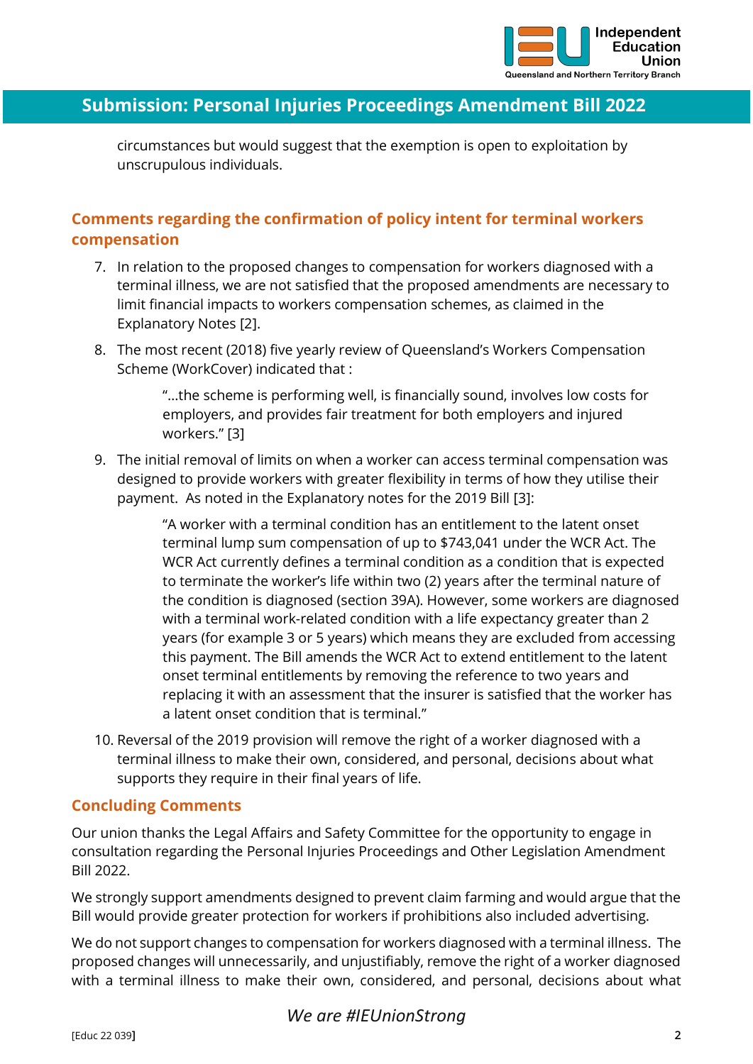circumstances but would suggest that the exemption is open to exploitation by unscrupulous individuals.

## Comments regarding the confirmation of policy intent for terminal workers compensation

7. In relation to the proposed changes to compensation for workers diagnosed with a terminal illness, we are not satisfied that the proposed amendments are necessary to limit financial impacts to workers compensation schemes, as claimed in the Explanatory Notes [2].

8. The most recent (2018) five yearly review of Queensland's Workers Compensation Scheme (WorkCover) indicated that :

   > "…the scheme is performing well, is financially sound, involves low costs for employers, and provides fair treatment for both employers and injured workers." [3]

9. The initial removal of limits on when a worker can access terminal compensation was designed to provide workers with greater flexibility in terms of how they utilise their payment. As noted in the Explanatory notes for the 2019 Bill [3]:

   > "A worker with a terminal condition has an entitlement to the latent onset terminal lump sum compensation of up to $743,041 under the WCR Act. The WCR Act currently defines a terminal condition as a condition that is expected to terminate the worker's life within two (2) years after the terminal nature of the condition is diagnosed (section 39A). However, some workers are diagnosed with a terminal work-related condition with a life expectancy greater than 2 years (for example 3 or 5 years) which means they are excluded from accessing this payment. The Bill amends the WCR Act to extend entitlement to the latent onset terminal entitlements by removing the reference to two years and replacing it with an assessment that the insurer is satisfied that the worker has a latent onset condition that is terminal."

10. Reversal of the 2019 provision will remove the right of a worker diagnosed with a terminal illness to make their own, considered, and personal, decisions about what supports they require in their final years of life.

## Concluding Comments

Our union thanks the Legal Affairs and Safety Committee for the opportunity to engage in consultation regarding the Personal Injuries Proceedings and Other Legislation Amendment Bill 2022.

We strongly support amendments designed to prevent claim farming and would argue that the Bill would provide greater protection for workers if prohibitions also included advertising.

We do not support changes to compensation for workers diagnosed with a terminal illness. The proposed changes will unnecessarily, and unjustifiably, remove the right of a worker diagnosed with a terminal illness to make their own, considered, and personal, decisions about what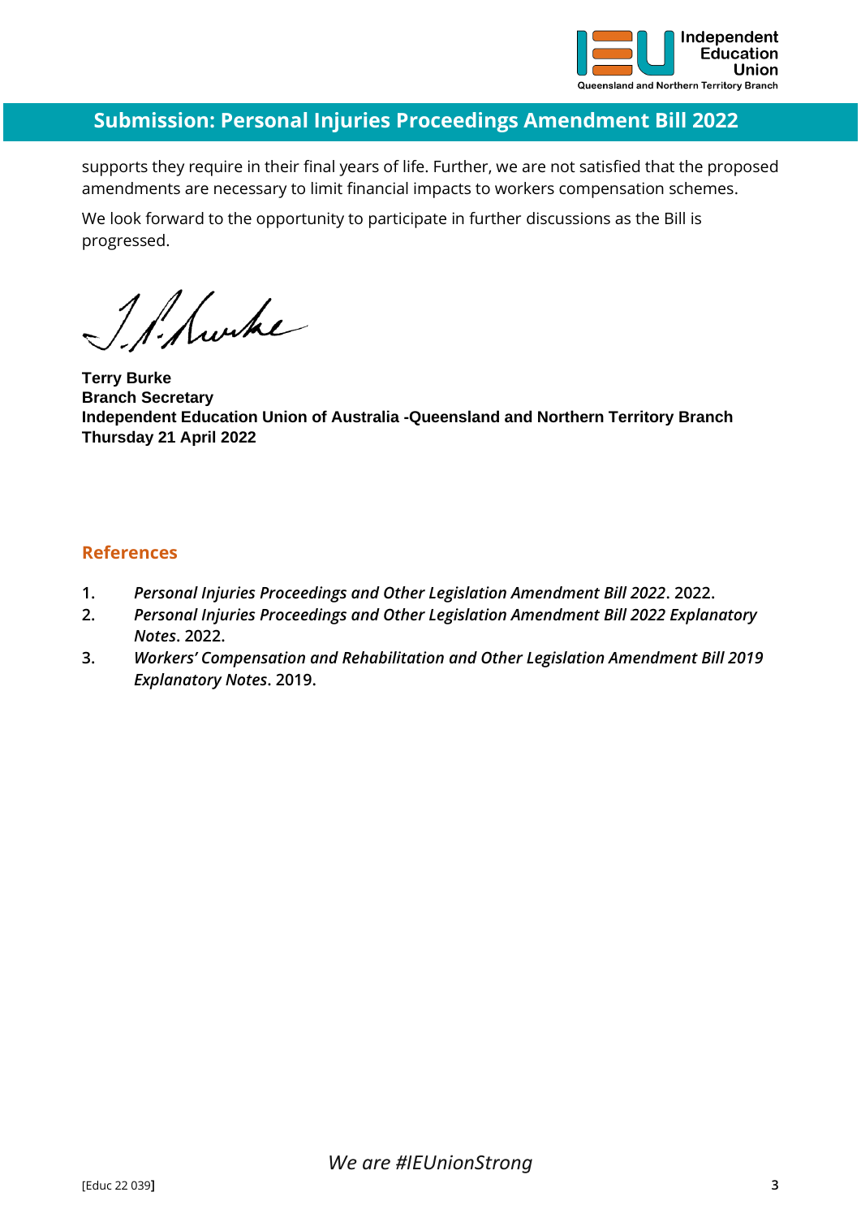supports they require in their final years of life. Further, we are not satisfied that the proposed amendments are necessary to limit financial impacts to workers compensation schemes.

We look forward to the opportunity to participate in further discussions as the Bill is progressed.

**Terry Burke**
**Branch Secretary**
**Independent Education Union of Australia -Queensland and Northern Territory Branch**
**Thursday 21 April 2022**

## References

1. *Personal Injuries Proceedings and Other Legislation Amendment Bill 2022*. 2022.
2. *Personal Injuries Proceedings and Other Legislation Amendment Bill 2022 Explanatory Notes*. 2022.
3. *Workers' Compensation and Rehabilitation and Other Legislation Amendment Bill 2019 Explanatory Notes*. 2019.